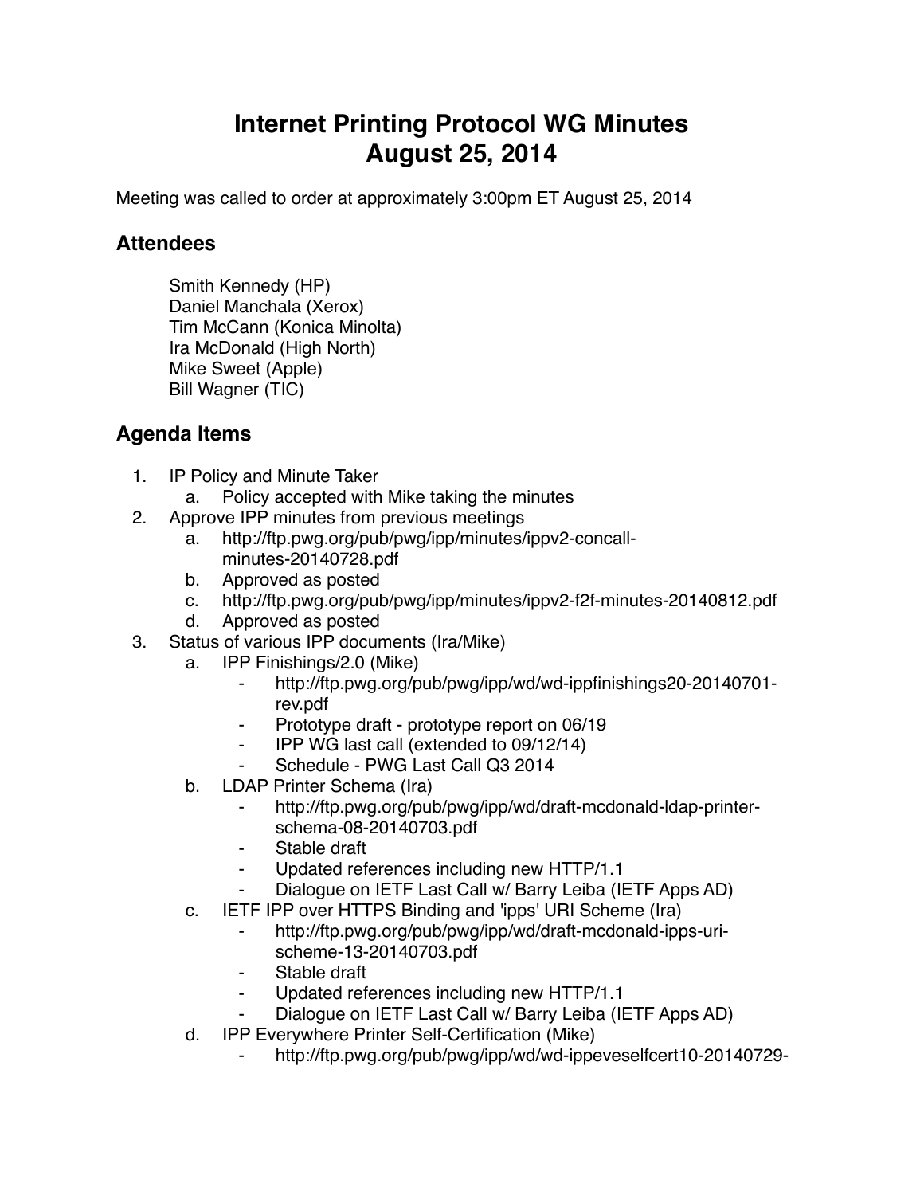# Internet Printing Protocol WG Minutes
# August 25, 2014

Meeting was called to order at approximately 3:00pm ET August 25, 2014

## Attendees

Smith Kennedy (HP)
Daniel Manchala (Xerox)
Tim McCann (Konica Minolta)
Ira McDonald (High North)
Mike Sweet (Apple)
Bill Wagner (TIC)

## Agenda Items

1. IP Policy and Minute Taker
    a. Policy accepted with Mike taking the minutes
2. Approve IPP minutes from previous meetings
    a. http://ftp.pwg.org/pub/pwg/ipp/minutes/ippv2-concall-minutes-20140728.pdf
    b. Approved as posted
    c. http://ftp.pwg.org/pub/pwg/ipp/minutes/ippv2-f2f-minutes-20140812.pdf
    d. Approved as posted
3. Status of various IPP documents (Ira/Mike)
    a. IPP Finishings/2.0 (Mike)
        - http://ftp.pwg.org/pub/pwg/ipp/wd/wd-ippfinishings20-20140701-rev.pdf
        - Prototype draft - prototype report on 06/19
        - IPP WG last call (extended to 09/12/14)
        - Schedule - PWG Last Call Q3 2014
    b. LDAP Printer Schema (Ira)
        - http://ftp.pwg.org/pub/pwg/ipp/wd/draft-mcdonald-ldap-printer-schema-08-20140703.pdf
        - Stable draft
        - Updated references including new HTTP/1.1
        - Dialogue on IETF Last Call w/ Barry Leiba (IETF Apps AD)
    c. IETF IPP over HTTPS Binding and 'ipps' URI Scheme (Ira)
        - http://ftp.pwg.org/pub/pwg/ipp/wd/draft-mcdonald-ipps-uri-scheme-13-20140703.pdf
        - Stable draft
        - Updated references including new HTTP/1.1
        - Dialogue on IETF Last Call w/ Barry Leiba (IETF Apps AD)
    d. IPP Everywhere Printer Self-Certification (Mike)
        - http://ftp.pwg.org/pub/pwg/ipp/wd/wd-ippeveselfcert10-20140729-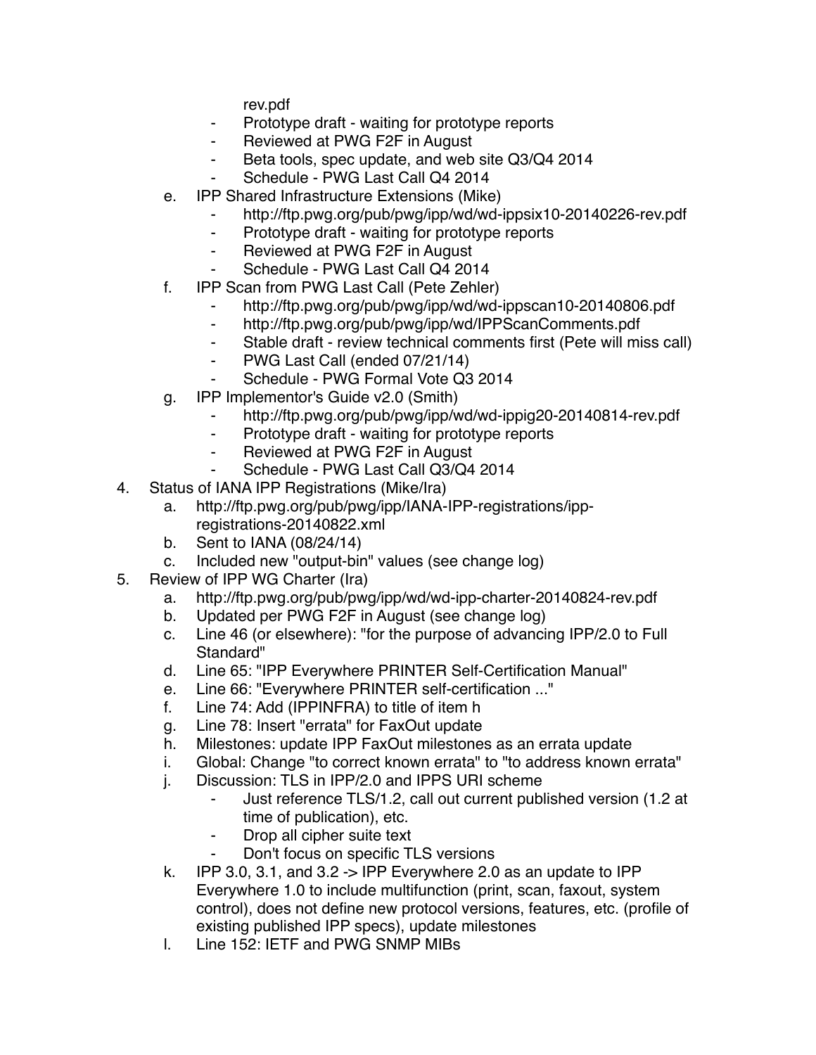rev.pdf
        - Prototype draft - waiting for prototype reports
        - Reviewed at PWG F2F in August
        - Beta tools, spec update, and web site Q3/Q4 2014
        - Schedule - PWG Last Call Q4 2014
    e. IPP Shared Infrastructure Extensions (Mike)
        - http://ftp.pwg.org/pub/pwg/ipp/wd/wd-ippsix10-20140226-rev.pdf
        - Prototype draft - waiting for prototype reports
        - Reviewed at PWG F2F in August
        - Schedule - PWG Last Call Q4 2014
    f. IPP Scan from PWG Last Call (Pete Zehler)
        - http://ftp.pwg.org/pub/pwg/ipp/wd/wd-ippscan10-20140806.pdf
        - http://ftp.pwg.org/pub/pwg/ipp/wd/IPPScanComments.pdf
        - Stable draft - review technical comments first (Pete will miss call)
        - PWG Last Call (ended 07/21/14)
        - Schedule - PWG Formal Vote Q3 2014
    g. IPP Implementor's Guide v2.0 (Smith)
        - http://ftp.pwg.org/pub/pwg/ipp/wd/wd-ippig20-20140814-rev.pdf
        - Prototype draft - waiting for prototype reports
        - Reviewed at PWG F2F in August
        - Schedule - PWG Last Call Q3/Q4 2014

4. Status of IANA IPP Registrations (Mike/Ira)
    a. http://ftp.pwg.org/pub/pwg/ipp/IANA-IPP-registrations/ipp-registrations-20140822.xml
    b. Sent to IANA (08/24/14)
    c. Included new "output-bin" values (see change log)
5. Review of IPP WG Charter (Ira)
    a. http://ftp.pwg.org/pub/pwg/ipp/wd/wd-ipp-charter-20140824-rev.pdf
    b. Updated per PWG F2F in August (see change log)
    c. Line 46 (or elsewhere): "for the purpose of advancing IPP/2.0 to Full Standard"
    d. Line 65: "IPP Everywhere PRINTER Self-Certification Manual"
    e. Line 66: "Everywhere PRINTER self-certification ..."
    f. Line 74: Add (IPPINFRA) to title of item h
    g. Line 78: Insert "errata" for FaxOut update
    h. Milestones: update IPP FaxOut milestones as an errata update
    i. Global: Change "to correct known errata" to "to address known errata"
    j. Discussion: TLS in IPP/2.0 and IPPS URI scheme
        - Just reference TLS/1.2, call out current published version (1.2 at time of publication), etc.
        - Drop all cipher suite text
        - Don't focus on specific TLS versions
    k. IPP 3.0, 3.1, and 3.2 -> IPP Everywhere 2.0 as an update to IPP Everywhere 1.0 to include multifunction (print, scan, faxout, system control), does not define new protocol versions, features, etc. (profile of existing published IPP specs), update milestones
    l. Line 152: IETF and PWG SNMP MIBs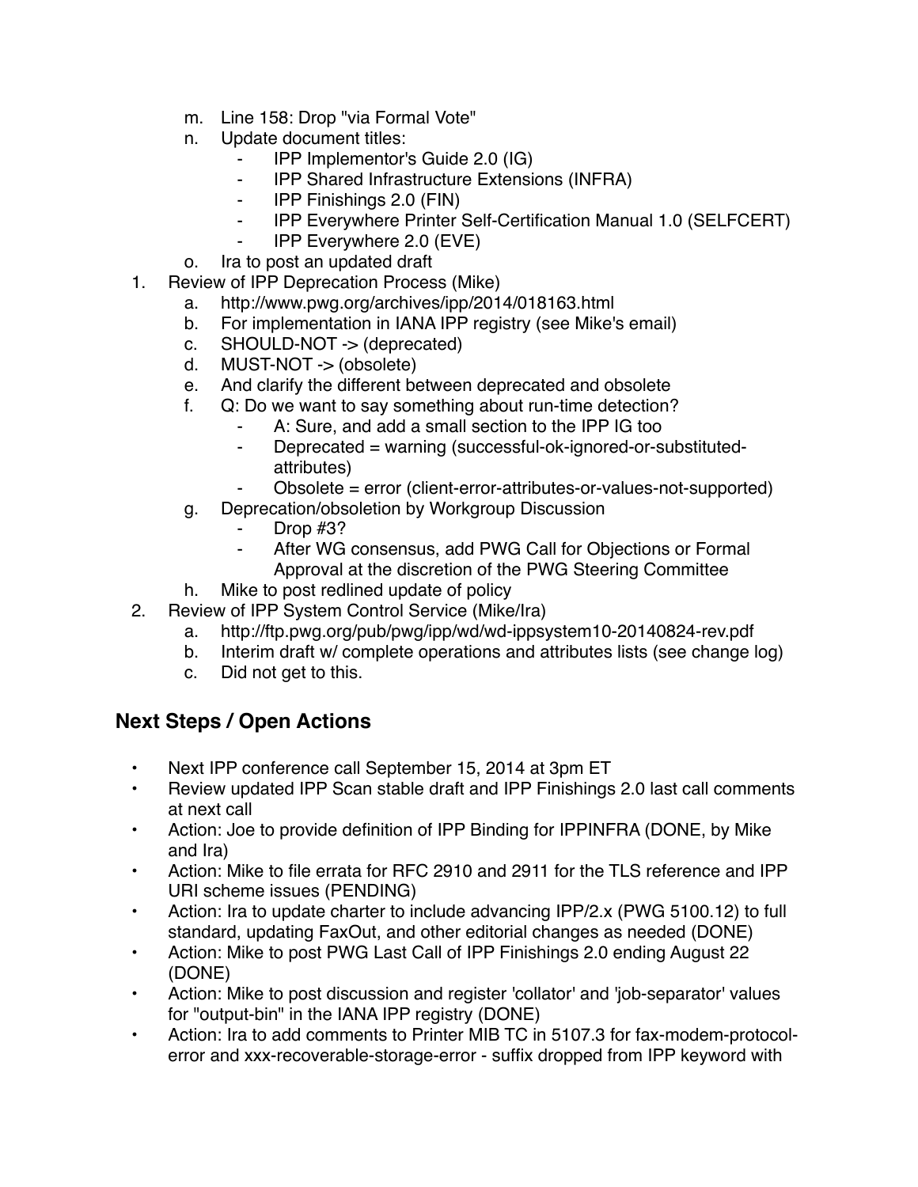m. Line 158: Drop "via Formal Vote"
   n. Update document titles:
      - IPP Implementor's Guide 2.0 (IG)
      - IPP Shared Infrastructure Extensions (INFRA)
      - IPP Finishings 2.0 (FIN)
      - IPP Everywhere Printer Self-Certification Manual 1.0 (SELFCERT)
      - IPP Everywhere 2.0 (EVE)
   o. Ira to post an updated draft

1. Review of IPP Deprecation Process (Mike)
   a. http://www.pwg.org/archives/ipp/2014/018163.html
   b. For implementation in IANA IPP registry (see Mike's email)
   c. SHOULD-NOT -> (deprecated)
   d. MUST-NOT -> (obsolete)
   e. And clarify the different between deprecated and obsolete
   f. Q: Do we want to say something about run-time detection?
      - A: Sure, and add a small section to the IPP IG too
      - Deprecated = warning (successful-ok-ignored-or-substituted-attributes)
      - Obsolete = error (client-error-attributes-or-values-not-supported)
   g. Deprecation/obsoletion by Workgroup Discussion
      - Drop #3?
      - After WG consensus, add PWG Call for Objections or Formal Approval at the discretion of the PWG Steering Committee
   h. Mike to post redlined update of policy
2. Review of IPP System Control Service (Mike/Ira)
   a. http://ftp.pwg.org/pub/pwg/ipp/wd/wd-ippsystem10-20140824-rev.pdf
   b. Interim draft w/ complete operations and attributes lists (see change log)
   c. Did not get to this.

## Next Steps / Open Actions

- Next IPP conference call September 15, 2014 at 3pm ET
- Review updated IPP Scan stable draft and IPP Finishings 2.0 last call comments at next call
- Action: Joe to provide definition of IPP Binding for IPPINFRA (DONE, by Mike and Ira)
- Action: Mike to file errata for RFC 2910 and 2911 for the TLS reference and IPP URI scheme issues (PENDING)
- Action: Ira to update charter to include advancing IPP/2.x (PWG 5100.12) to full standard, updating FaxOut, and other editorial changes as needed (DONE)
- Action: Mike to post PWG Last Call of IPP Finishings 2.0 ending August 22 (DONE)
- Action: Mike to post discussion and register 'collator' and 'job-separator' values for "output-bin" in the IANA IPP registry (DONE)
- Action: Ira to add comments to Printer MIB TC in 5107.3 for fax-modem-protocol-error and xxx-recoverable-storage-error - suffix dropped from IPP keyword with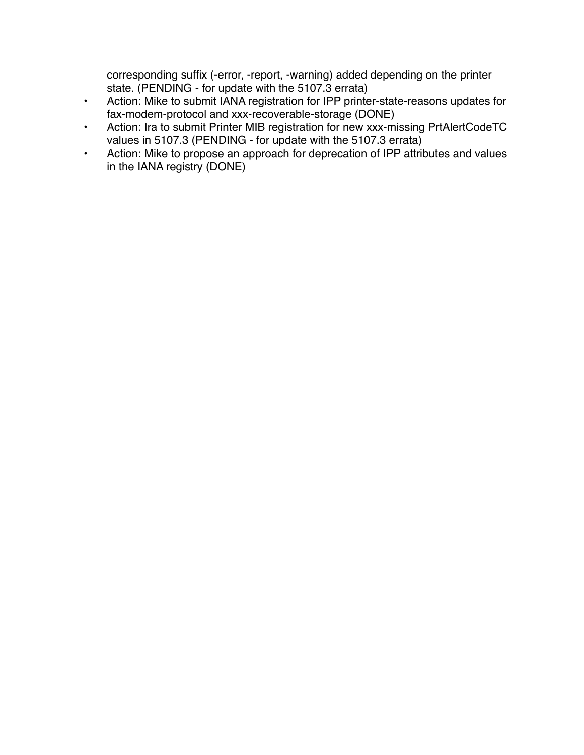corresponding suffix (-error, -report, -warning) added depending on the printer state. (PENDING - for update with the 5107.3 errata)

- Action: Mike to submit IANA registration for IPP printer-state-reasons updates for fax-modem-protocol and xxx-recoverable-storage (DONE)
- Action: Ira to submit Printer MIB registration for new xxx-missing PrtAlertCodeTC values in 5107.3 (PENDING - for update with the 5107.3 errata)
- Action: Mike to propose an approach for deprecation of IPP attributes and values in the IANA registry (DONE)